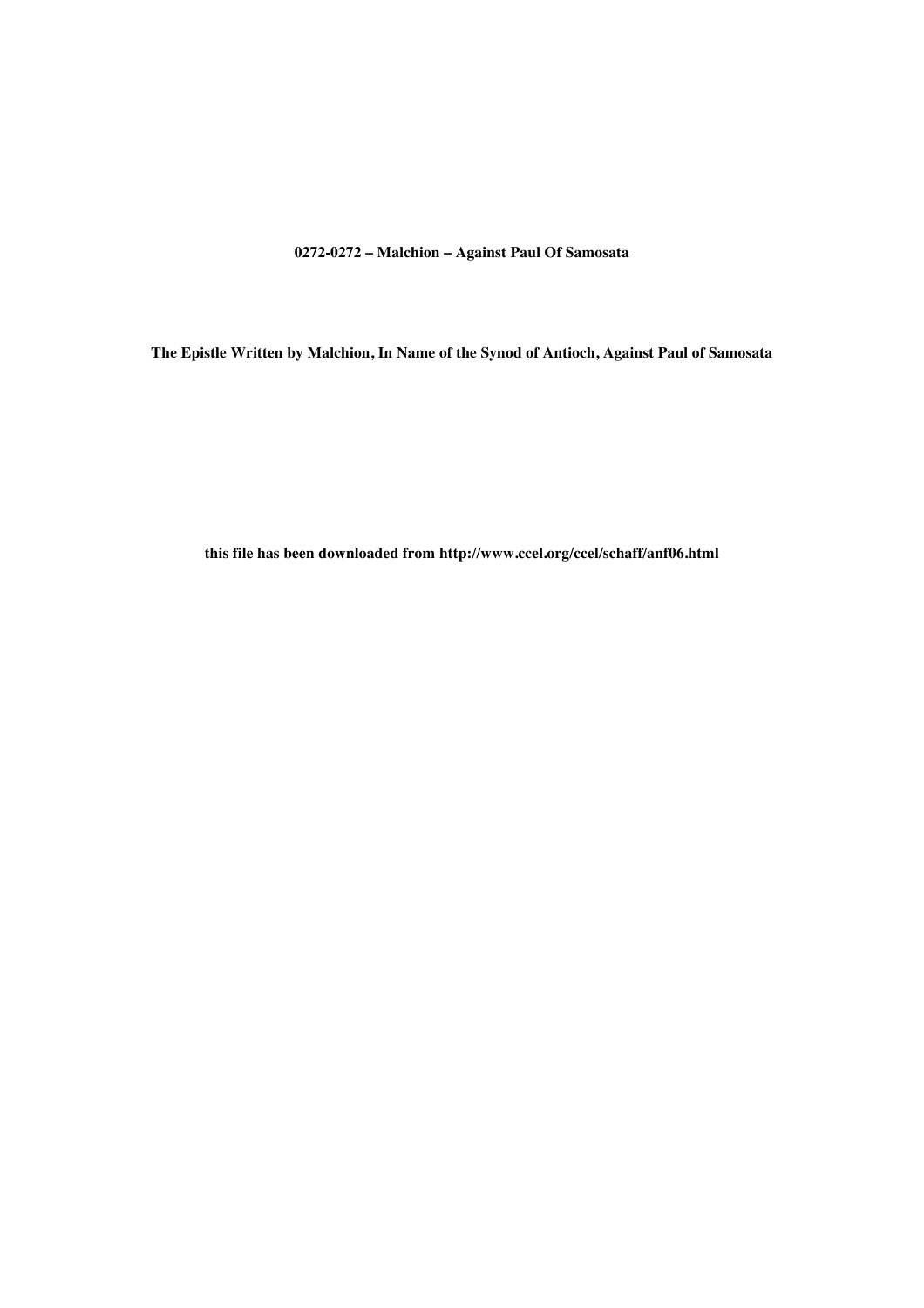**0272-0272 – Malchion – Against Paul Of Samosata**

**The Epistle Written by Malchion, In Name of the Synod of Antioch, Against Paul of Samosata**

**this file has been downloaded from http://www.ccel.org/ccel/schaff/anf06.html**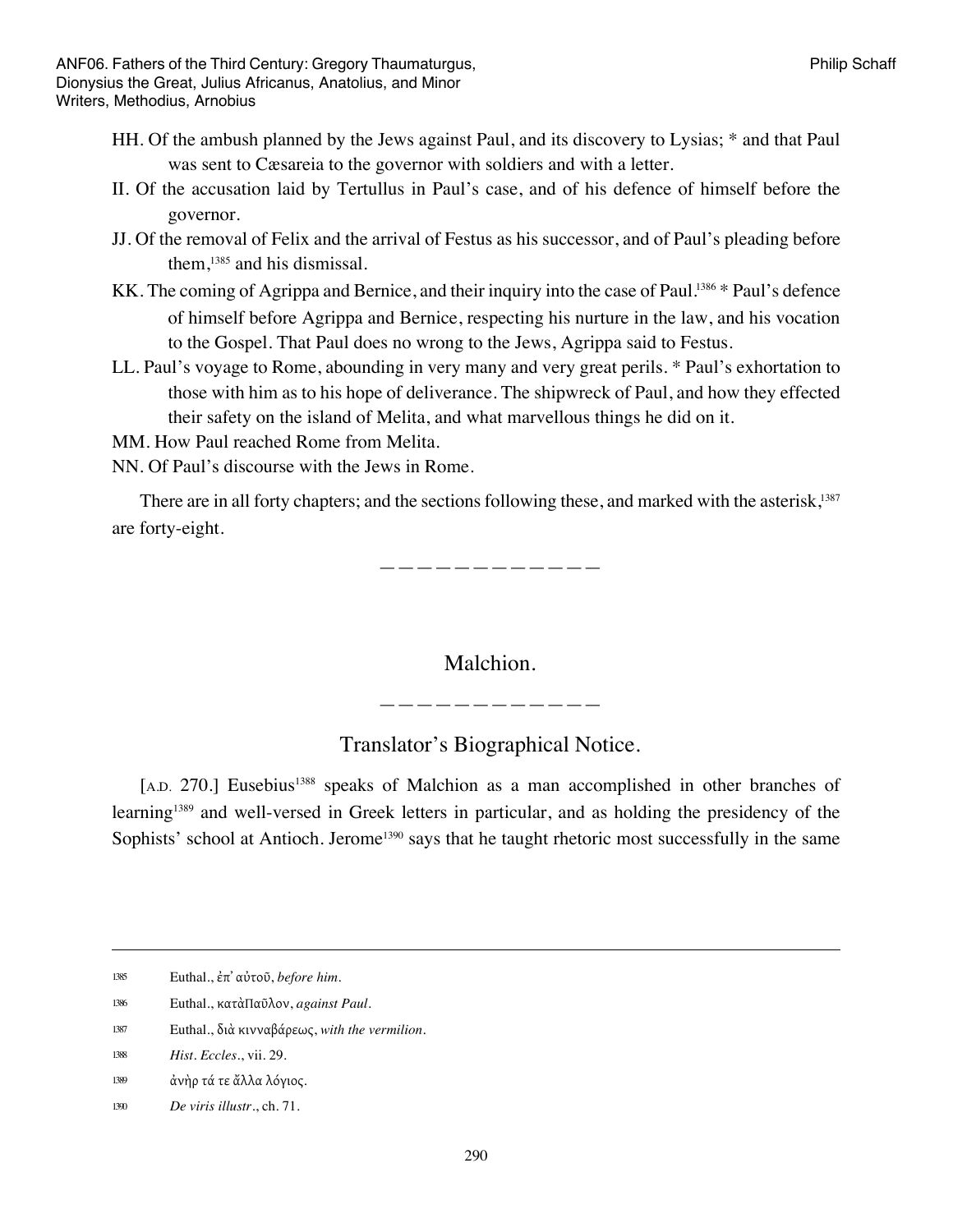HH. Of the ambush planned by the Jews against Paul, and its discovery to Lysias; * and that Paul was sent to Cæsareia to the governor with soldiers and with a letter.

II. Of the accusation laid by Tertullus in Paul's case, and of his defence of himself before the governor.

JJ. Of the removal of Felix and the arrival of Festus as his successor, and of Paul's pleading before them,[1385] and his dismissal.

KK. The coming of Agrippa and Bernice, and their inquiry into the case of Paul.[1386] * Paul's defence of himself before Agrippa and Bernice, respecting his nurture in the law, and his vocation to the Gospel. That Paul does no wrong to the Jews, Agrippa said to Festus.

LL. Paul's voyage to Rome, abounding in very many and very great perils. * Paul's exhortation to those with him as to his hope of deliverance. The shipwreck of Paul, and how they effected their safety on the island of Melita, and what marvellous things he did on it.

MM. How Paul reached Rome from Melita.

NN. Of Paul's discourse with the Jews in Rome.

There are in all forty chapters; and the sections following these, and marked with the asterisk,[1387] are forty-eight.

————————————

## Malchion.

————————————

### Translator's Biographical Notice.

[A.D. 270.] Eusebius[1388] speaks of Malchion as a man accomplished in other branches of learning[1389] and well-versed in Greek letters in particular, and as holding the presidency of the Sophists' school at Antioch. Jerome[1390] says that he taught rhetoric most successfully in the same

---

1385 Euthal., ἐπ᾽ αὐτοῦ, *before him*.

1386 Euthal., κατὰΠαῦλον, *against Paul*.

1387 Euthal., διὰ κινναβάρεως, *with the vermilion*.

1388 *Hist. Eccles.*, vii. 29.

1389 ἀνὴρ τά τε ἄλλα λόγιος.

1390 *De viris illustr.*, ch. 71.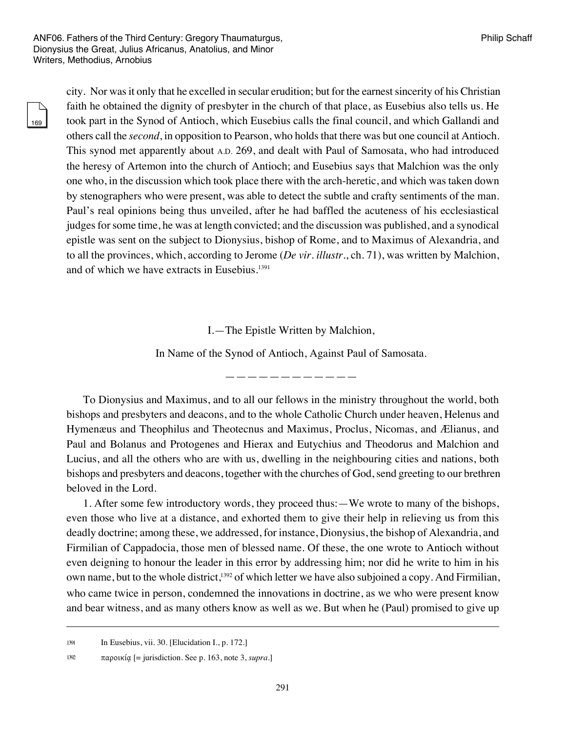city. Nor was it only that he excelled in secular erudition; but for the earnest sincerity of his Christian faith he obtained the dignity of presbyter in the church of that place, as Eusebius also tells us. He took part in the Synod of Antioch, which Eusebius calls the final council, and which Gallandi and others call the *second*, in opposition to Pearson, who holds that there was but one council at Antioch. This synod met apparently about A.D. 269, and dealt with Paul of Samosata, who had introduced the heresy of Artemon into the church of Antioch; and Eusebius says that Malchion was the only one who, in the discussion which took place there with the arch-heretic, and which was taken down by stenographers who were present, was able to detect the subtle and crafty sentiments of the man. Paul's real opinions being thus unveiled, after he had baffled the acuteness of his ecclesiastical judges for some time, he was at length convicted; and the discussion was published, and a synodical epistle was sent on the subject to Dionysius, bishop of Rome, and to Maximus of Alexandria, and to all the provinces, which, according to Jerome (*De vir. illustr.*, ch. 71), was written by Malchion, and of which we have extracts in Eusebius.[1391]

## I.—The Epistle Written by Malchion,

## In Name of the Synod of Antioch, Against Paul of Samosata.

————————————

To Dionysius and Maximus, and to all our fellows in the ministry throughout the world, both bishops and presbyters and deacons, and to the whole Catholic Church under heaven, Helenus and Hymenæus and Theophilus and Theotecnus and Maximus, Proclus, Nicomas, and Ælianus, and Paul and Bolanus and Protogenes and Hierax and Eutychius and Theodorus and Malchion and Lucius, and all the others who are with us, dwelling in the neighbouring cities and nations, both bishops and presbyters and deacons, together with the churches of God, send greeting to our brethren beloved in the Lord.

1. After some few introductory words, they proceed thus:—We wrote to many of the bishops, even those who live at a distance, and exhorted them to give their help in relieving us from this deadly doctrine; among these, we addressed, for instance, Dionysius, the bishop of Alexandria, and Firmilian of Cappadocia, those men of blessed name. Of these, the one wrote to Antioch without even deigning to honour the leader in this error by addressing him; nor did he write to him in his own name, but to the whole district,[1392] of which letter we have also subjoined a copy. And Firmilian, who came twice in person, condemned the innovations in doctrine, as we who were present know and bear witness, and as many others know as well as we. But when he (Paul) promised to give up

---

[1391] In Eusebius, vii. 30. [Elucidation I., p. 172.]

[1392] παροικίᾳ [= jurisdiction. See p. 163, note 3, *supra*.]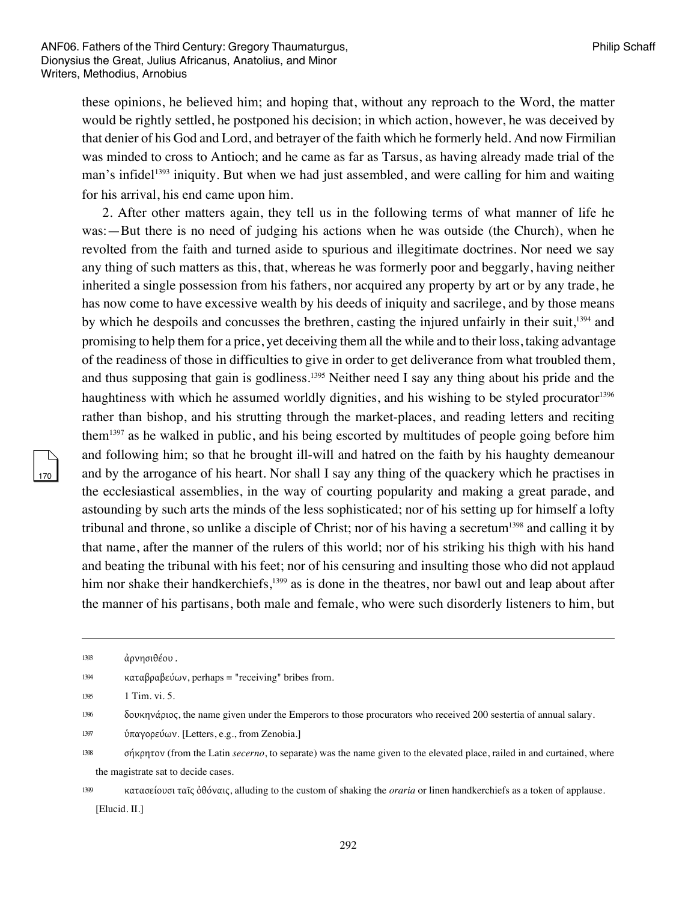these opinions, he believed him; and hoping that, without any reproach to the Word, the matter would be rightly settled, he postponed his decision; in which action, however, he was deceived by that denier of his God and Lord, and betrayer of the faith which he formerly held. And now Firmilian was minded to cross to Antioch; and he came as far as Tarsus, as having already made trial of the man's infidel[1393] iniquity. But when we had just assembled, and were calling for him and waiting for his arrival, his end came upon him.

2. After other matters again, they tell us in the following terms of what manner of life he was:—But there is no need of judging his actions when he was outside (the Church), when he revolted from the faith and turned aside to spurious and illegitimate doctrines. Nor need we say any thing of such matters as this, that, whereas he was formerly poor and beggarly, having neither inherited a single possession from his fathers, nor acquired any property by art or by any trade, he has now come to have excessive wealth by his deeds of iniquity and sacrilege, and by those means by which he despoils and concusses the brethren, casting the injured unfairly in their suit,[1394] and promising to help them for a price, yet deceiving them all the while and to their loss, taking advantage of the readiness of those in difficulties to give in order to get deliverance from what troubled them, and thus supposing that gain is godliness.[1395] Neither need I say any thing about his pride and the haughtiness with which he assumed worldly dignities, and his wishing to be styled procurator[1396] rather than bishop, and his strutting through the market-places, and reading letters and reciting them[1397] as he walked in public, and his being escorted by multitudes of people going before him and following him; so that he brought ill-will and hatred on the faith by his haughty demeanour and by the arrogance of his heart. Nor shall I say any thing of the quackery which he practises in the ecclesiastical assemblies, in the way of courting popularity and making a great parade, and astounding by such arts the minds of the less sophisticated; nor of his setting up for himself a lofty tribunal and throne, so unlike a disciple of Christ; nor of his having a secretum[1398] and calling it by that name, after the manner of the rulers of this world; nor of his striking his thigh with his hand and beating the tribunal with his feet; nor of his censuring and insulting those who did not applaud him nor shake their handkerchiefs,[1399] as is done in the theatres, nor bawl out and leap about after the manner of his partisans, both male and female, who were such disorderly listeners to him, but

---

1393 ἀρνησιθέου.

1394 καταβραβεύων, perhaps = "receiving" bribes from.

1395 1 Tim. vi. 5.

1396 δουκηνάριος, the name given under the Emperors to those procurators who received 200 sestertia of annual salary.

1397 ὑπαγορεύων. [Letters, e.g., from Zenobia.]

1398 σήκρητον (from the Latin *secerno*, to separate) was the name given to the elevated place, railed in and curtained, where the magistrate sat to decide cases.

1399 κατασείουσι ταῖς ὀθόναις, alluding to the custom of shaking the *oraria* or linen handkerchiefs as a token of applause. [Elucid. II.]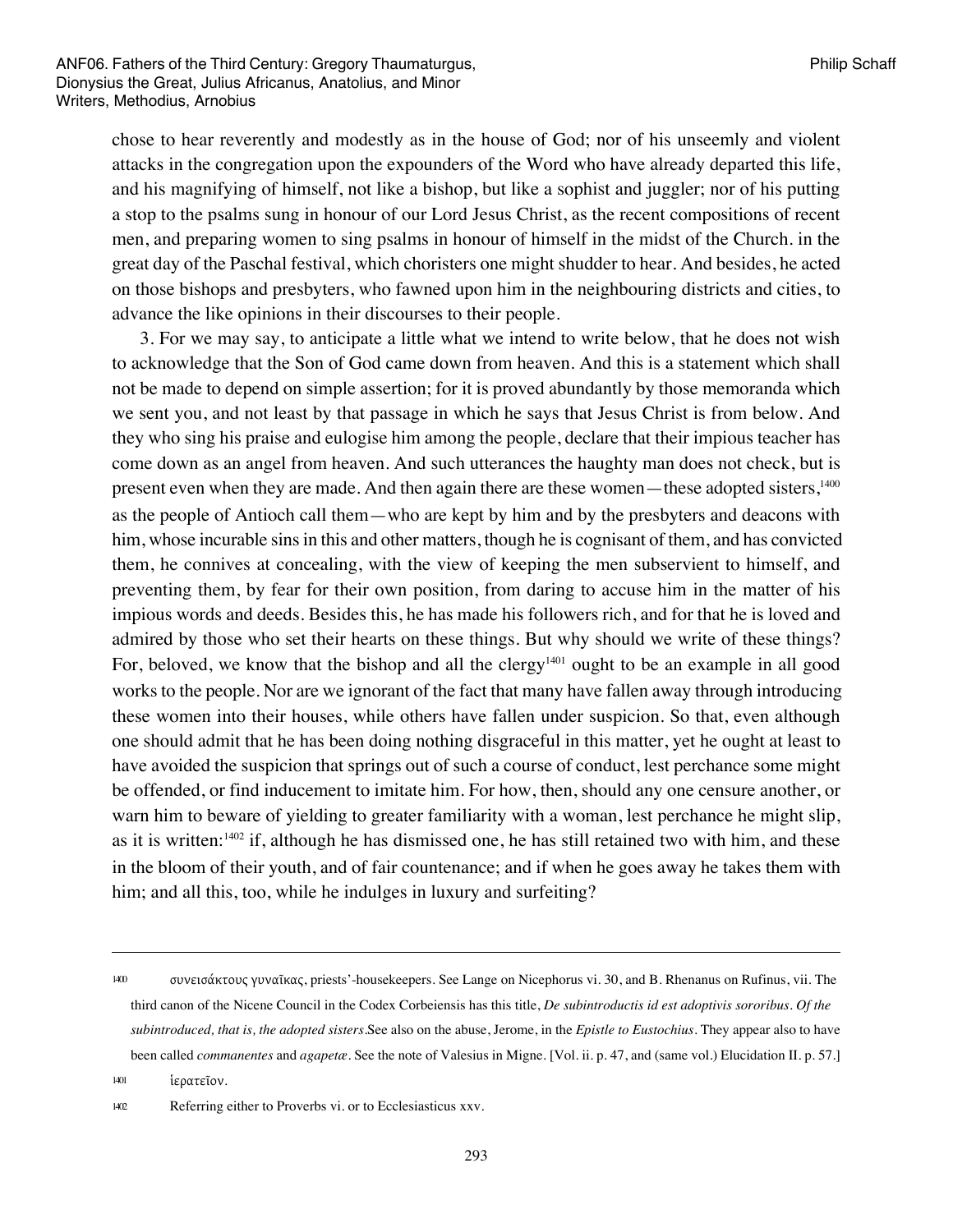chose to hear reverently and modestly as in the house of God; nor of his unseemly and violent attacks in the congregation upon the expounders of the Word who have already departed this life, and his magnifying of himself, not like a bishop, but like a sophist and juggler; nor of his putting a stop to the psalms sung in honour of our Lord Jesus Christ, as the recent compositions of recent men, and preparing women to sing psalms in honour of himself in the midst of the Church. in the great day of the Paschal festival, which choristers one might shudder to hear. And besides, he acted on those bishops and presbyters, who fawned upon him in the neighbouring districts and cities, to advance the like opinions in their discourses to their people.

3. For we may say, to anticipate a little what we intend to write below, that he does not wish to acknowledge that the Son of God came down from heaven. And this is a statement which shall not be made to depend on simple assertion; for it is proved abundantly by those memoranda which we sent you, and not least by that passage in which he says that Jesus Christ is from below. And they who sing his praise and eulogise him among the people, declare that their impious teacher has come down as an angel from heaven. And such utterances the haughty man does not check, but is present even when they are made. And then again there are these women—these adopted sisters,[1400] as the people of Antioch call them—who are kept by him and by the presbyters and deacons with him, whose incurable sins in this and other matters, though he is cognisant of them, and has convicted them, he connives at concealing, with the view of keeping the men subservient to himself, and preventing them, by fear for their own position, from daring to accuse him in the matter of his impious words and deeds. Besides this, he has made his followers rich, and for that he is loved and admired by those who set their hearts on these things. But why should we write of these things? For, beloved, we know that the bishop and all the clergy[1401] ought to be an example in all good works to the people. Nor are we ignorant of the fact that many have fallen away through introducing these women into their houses, while others have fallen under suspicion. So that, even although one should admit that he has been doing nothing disgraceful in this matter, yet he ought at least to have avoided the suspicion that springs out of such a course of conduct, lest perchance some might be offended, or find inducement to imitate him. For how, then, should any one censure another, or warn him to beware of yielding to greater familiarity with a woman, lest perchance he might slip, as it is written:[1402] if, although he has dismissed one, he has still retained two with him, and these in the bloom of their youth, and of fair countenance; and if when he goes away he takes them with him; and all this, too, while he indulges in luxury and surfeiting?

---

1400 συνεισάκτους γυναῖκας, priests'-housekeepers. See Lange on Nicephorus vi. 30, and B. Rhenanus on Rufinus, vii. The third canon of the Nicene Council in the Codex Corbeiensis has this title, *De subintroductis id est adoptivis sororibus*. *Of the subintroduced, that is, the adopted sisters*.See also on the abuse, Jerome, in the *Epistle to Eustochius*. They appear also to have been called *commanentes* and *agapetæ*. See the note of Valesius in Migne. [Vol. ii. p. 47, and (same vol.) Elucidation II. p. 57.]

1401 ἱερατεῖον.

1402 Referring either to Proverbs vi. or to Ecclesiasticus xxv.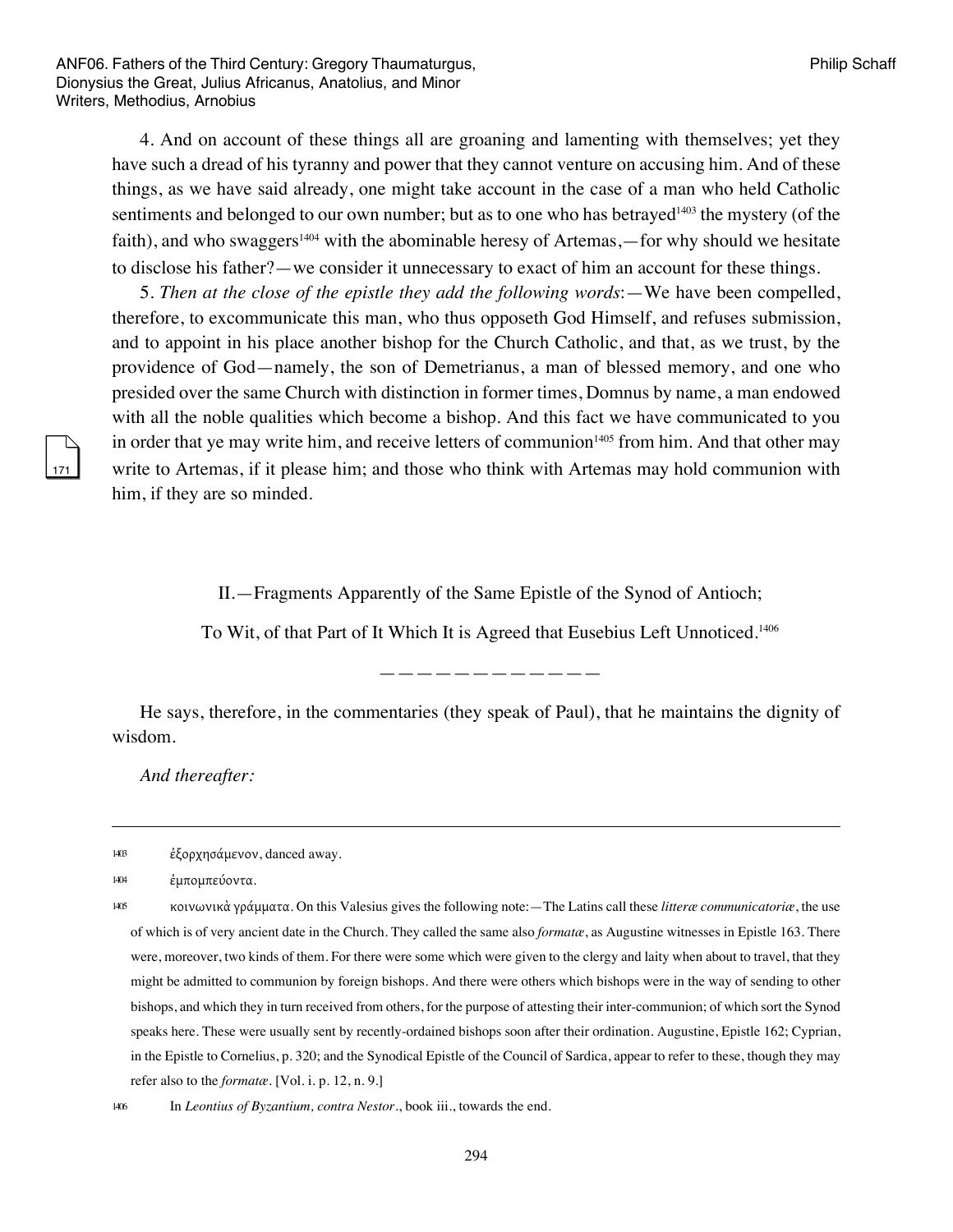4. And on account of these things all are groaning and lamenting with themselves; yet they have such a dread of his tyranny and power that they cannot venture on accusing him. And of these things, as we have said already, one might take account in the case of a man who held Catholic sentiments and belonged to our own number; but as to one who has betrayed[1403] the mystery (of the faith), and who swaggers[1404] with the abominable heresy of Artemas,—for why should we hesitate to disclose his father?—we consider it unnecessary to exact of him an account for these things.

5. *Then at the close of the epistle they add the following words*:—We have been compelled, therefore, to excommunicate this man, who thus opposeth God Himself, and refuses submission, and to appoint in his place another bishop for the Church Catholic, and that, as we trust, by the providence of God—namely, the son of Demetrianus, a man of blessed memory, and one who presided over the same Church with distinction in former times, Domnus by name, a man endowed with all the noble qualities which become a bishop. And this fact we have communicated to you in order that ye may write him, and receive letters of communion[1405] from him. And that other may write to Artemas, if it please him; and those who think with Artemas may hold communion with him, if they are so minded.

## II.—Fragments Apparently of the Same Epistle of the Synod of Antioch; To Wit, of that Part of It Which It is Agreed that Eusebius Left Unnoticed.[1406]

—————————————

He says, therefore, in the commentaries (they speak of Paul), that he maintains the dignity of wisdom.

*And thereafter:*

---

1403 ἐξορχησάμενον, danced away.

1404 ἐμπομπεύοντα.

1405 κοινωνικὰ γράμματα. On this Valesius gives the following note:—The Latins call these *litteræ communicatoriæ*, the use of which is of very ancient date in the Church. They called the same also *formatæ*, as Augustine witnesses in Epistle 163. There were, moreover, two kinds of them. For there were some which were given to the clergy and laity when about to travel, that they might be admitted to communion by foreign bishops. And there were others which bishops were in the way of sending to other bishops, and which they in turn received from others, for the purpose of attesting their inter-communion; of which sort the Synod speaks here. These were usually sent by recently-ordained bishops soon after their ordination. Augustine, Epistle 162; Cyprian, in the Epistle to Cornelius, p. 320; and the Synodical Epistle of the Council of Sardica, appear to refer to these, though they may refer also to the *formatæ*. [Vol. i. p. 12, n. 9.]

1406 In *Leontius of Byzantium, contra Nestor*., book iii., towards the end.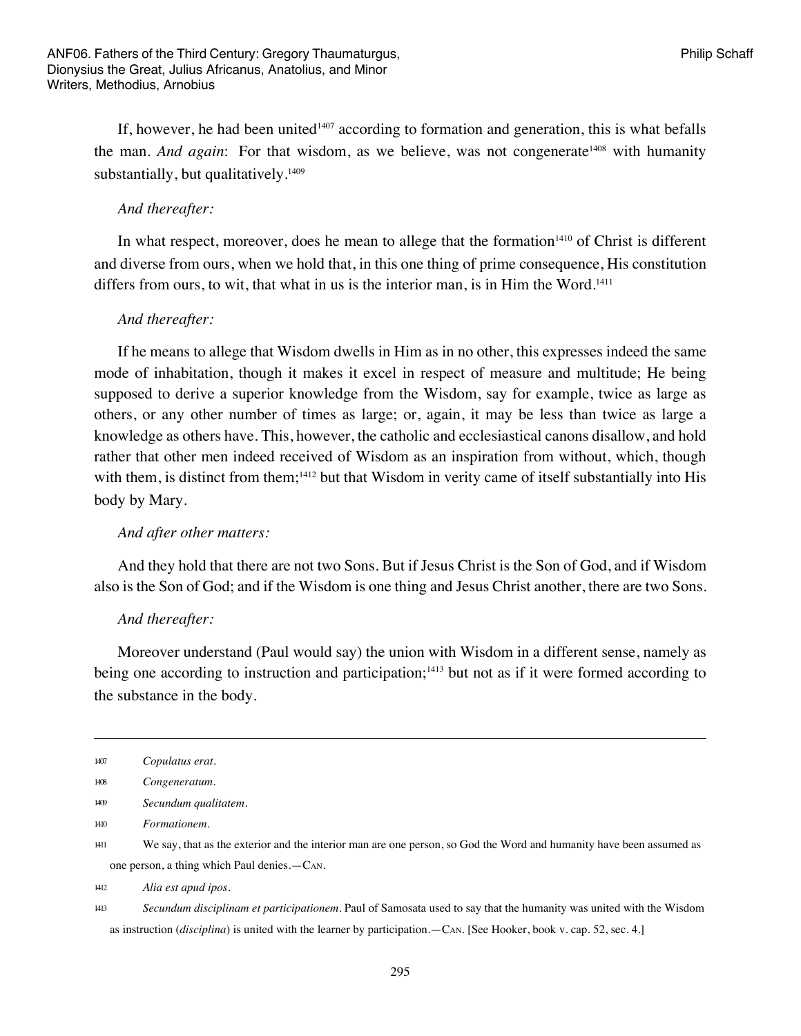If, however, he had been united[1407] according to formation and generation, this is what befalls the man. *And again*: For that wisdom, as we believe, was not congenerate[1408] with humanity substantially, but qualitatively.[1409]

*And thereafter:*

In what respect, moreover, does he mean to allege that the formation[1410] of Christ is different and diverse from ours, when we hold that, in this one thing of prime consequence, His constitution differs from ours, to wit, that what in us is the interior man, is in Him the Word.[1411]

*And thereafter:*

If he means to allege that Wisdom dwells in Him as in no other, this expresses indeed the same mode of inhabitation, though it makes it excel in respect of measure and multitude; He being supposed to derive a superior knowledge from the Wisdom, say for example, twice as large as others, or any other number of times as large; or, again, it may be less than twice as large a knowledge as others have. This, however, the catholic and ecclesiastical canons disallow, and hold rather that other men indeed received of Wisdom as an inspiration from without, which, though with them, is distinct from them;[1412] but that Wisdom in verity came of itself substantially into His body by Mary.

*And after other matters:*

And they hold that there are not two Sons. But if Jesus Christ is the Son of God, and if Wisdom also is the Son of God; and if the Wisdom is one thing and Jesus Christ another, there are two Sons.

*And thereafter:*

Moreover understand (Paul would say) the union with Wisdom in a different sense, namely as being one according to instruction and participation;[1413] but not as if it were formed according to the substance in the body.

---

1407 *Copulatus erat.*

1408 *Congeneratum.*

1409 *Secundum qualitatem.*

1410 *Formationem.*

1411 We say, that as the exterior and the interior man are one person, so God the Word and humanity have been assumed as one person, a thing which Paul denies.—Can.

1412 *Alia est apud ipos.*

1413 *Secundum disciplinam et participationem.* Paul of Samosata used to say that the humanity was united with the Wisdom as instruction (*disciplina*) is united with the learner by participation.—Can. [See Hooker, book v. cap. 52, sec. 4.]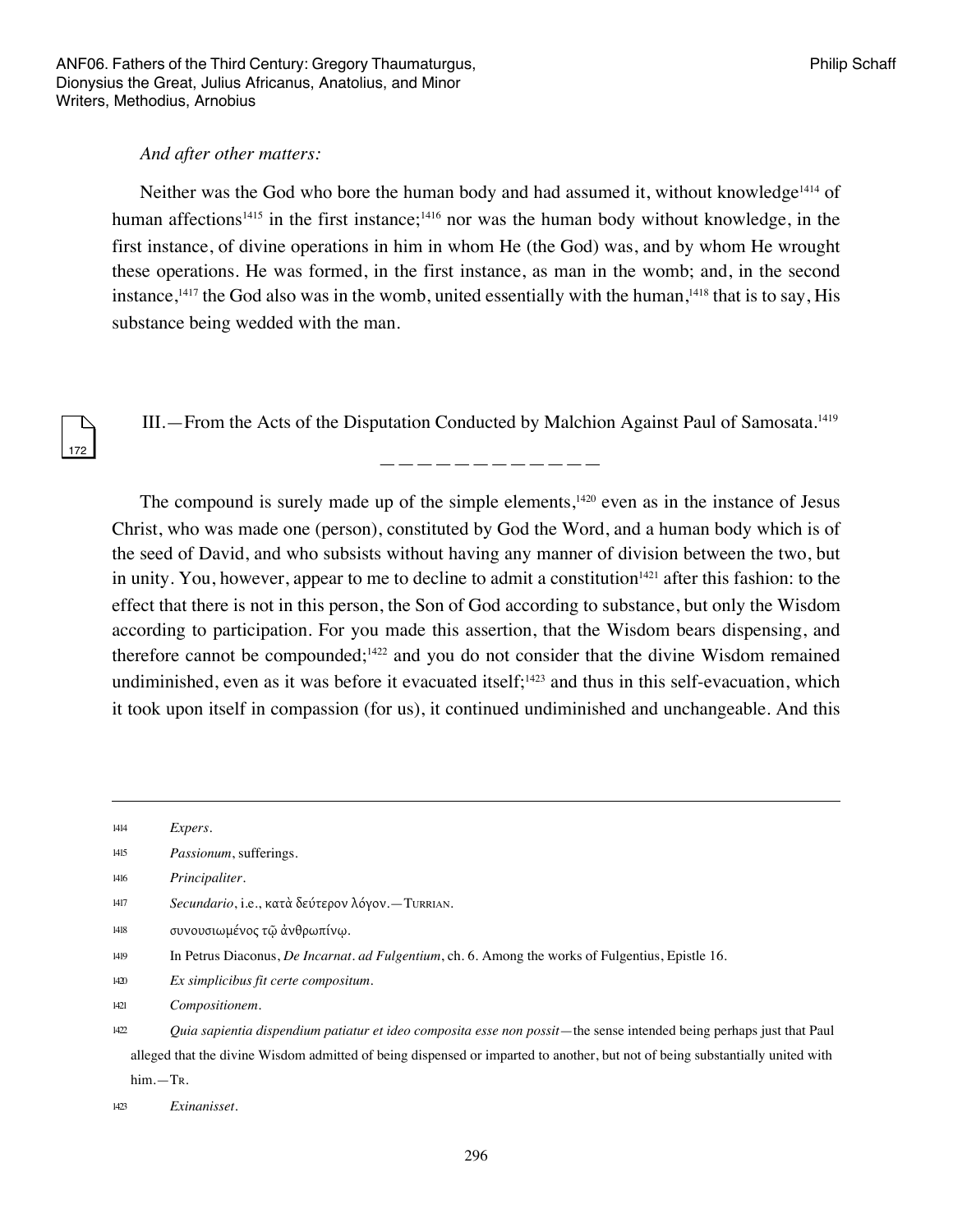*And after other matters:*

Neither was the God who bore the human body and had assumed it, without knowledge[1414] of human affections[1415] in the first instance;[1416] nor was the human body without knowledge, in the first instance, of divine operations in him in whom He (the God) was, and by whom He wrought these operations. He was formed, in the first instance, as man in the womb; and, in the second instance,[1417] the God also was in the womb, united essentially with the human,[1418] that is to say, His substance being wedded with the man.

III.—From the Acts of the Disputation Conducted by Malchion Against Paul of Samosata.[1419]

————————————

The compound is surely made up of the simple elements,[1420] even as in the instance of Jesus Christ, who was made one (person), constituted by God the Word, and a human body which is of the seed of David, and who subsists without having any manner of division between the two, but in unity. You, however, appear to me to decline to admit a constitution[1421] after this fashion: to the effect that there is not in this person, the Son of God according to substance, but only the Wisdom according to participation. For you made this assertion, that the Wisdom bears dispensing, and therefore cannot be compounded;[1422] and you do not consider that the divine Wisdom remained undiminished, even as it was before it evacuated itself;[1423] and thus in this self-evacuation, which it took upon itself in compassion (for us), it continued undiminished and unchangeable. And this

---

1414 *Expers.*

1415 *Passionum*, sufferings.

1416 *Principaliter.*

1417 *Secundario*, i.e., κατὰ δεύτερον λόγον.—Turrian.

1418 συνουσιωμένος τῷ ἀνθρωπίνῳ.

1419 In Petrus Diaconus, *De Incarnat. ad Fulgentium*, ch. 6. Among the works of Fulgentius, Epistle 16.

1420 *Ex simplicibus fit certe compositum.*

1421 *Compositionem.*

1422 *Quia sapientia dispendium patiatur et ideo composita esse non possit*—the sense intended being perhaps just that Paul alleged that the divine Wisdom admitted of being dispensed or imparted to another, but not of being substantially united with him.—Tr.

1423 *Exinanisset.*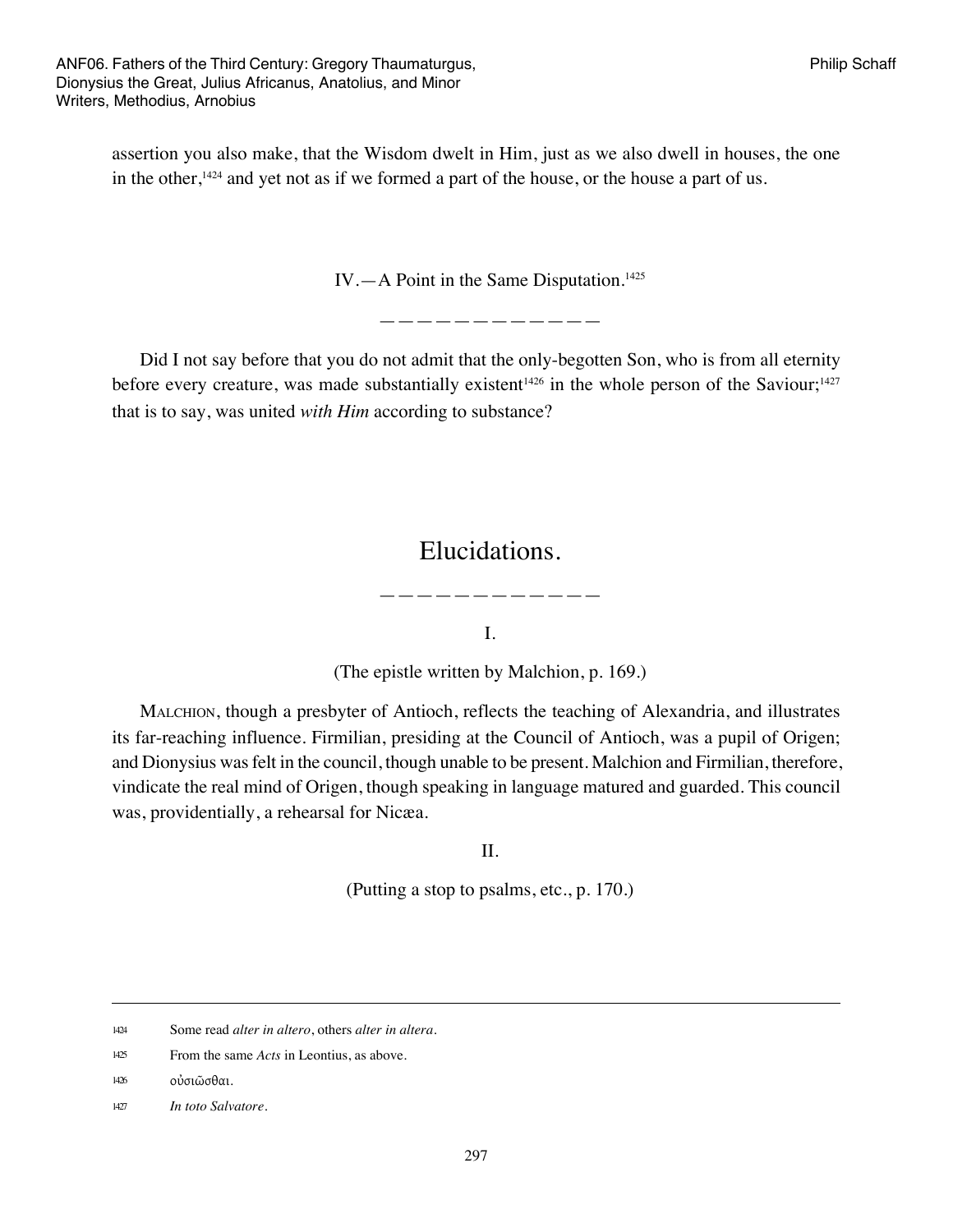assertion you also make, that the Wisdom dwelt in Him, just as we also dwell in houses, the one in the other,[1424] and yet not as if we formed a part of the house, or the house a part of us.

### IV.—A Point in the Same Disputation.[1425]

—————————————

Did I not say before that you do not admit that the only-begotten Son, who is from all eternity before every creature, was made substantially existent[1426] in the whole person of the Saviour;[1427] that is to say, was united *with Him* according to substance?

## Elucidations.

—————————————

I.

(The epistle written by Malchion, p. 169.)

Malchion, though a presbyter of Antioch, reflects the teaching of Alexandria, and illustrates its far-reaching influence. Firmilian, presiding at the Council of Antioch, was a pupil of Origen; and Dionysius was felt in the council, though unable to be present. Malchion and Firmilian, therefore, vindicate the real mind of Origen, though speaking in language matured and guarded. This council was, providentially, a rehearsal for Nicæa.

II.

(Putting a stop to psalms, etc., p. 170.)

---

1424 Some read *alter in altero*, others *alter in altera*.

1425 From the same *Acts* in Leontius, as above.

1426 οὐσιῶσθαι.

1427 *In toto Salvatore*.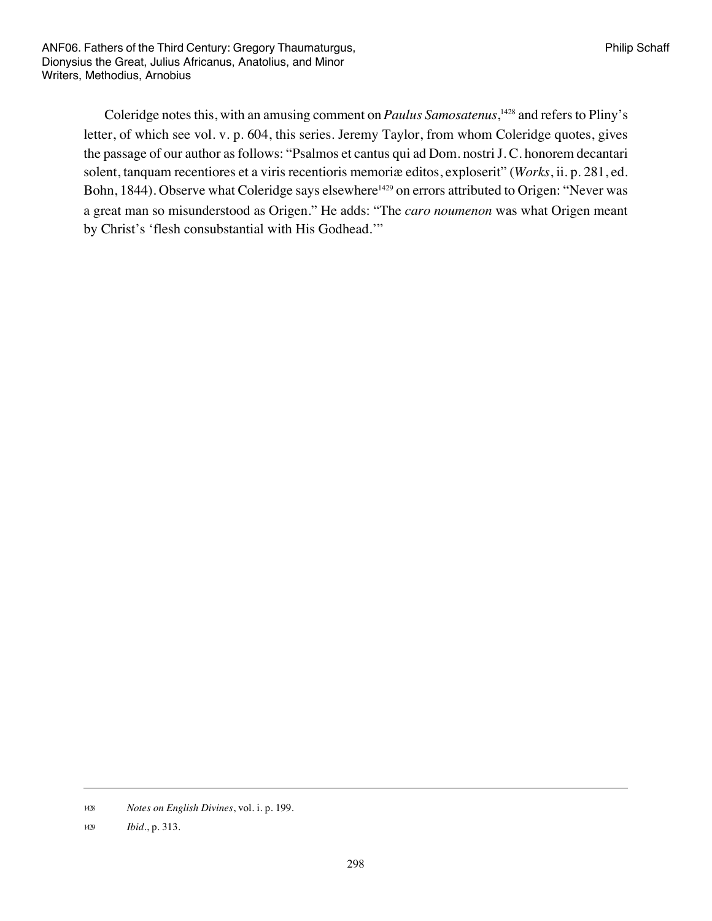Coleridge notes this, with an amusing comment on *Paulus Samosatenus*,[1428] and refers to Pliny's letter, of which see vol. v. p. 604, this series. Jeremy Taylor, from whom Coleridge quotes, gives the passage of our author as follows: "Psalmos et cantus qui ad Dom. nostri J. C. honorem decantari solent, tanquam recentiores et a viris recentioris memoriæ editos, exploserit" (*Works*, ii. p. 281, ed. Bohn, 1844). Observe what Coleridge says elsewhere[1429] on errors attributed to Origen: "Never was a great man so misunderstood as Origen." He adds: "The *caro noumenon* was what Origen meant by Christ's 'flesh consubstantial with His Godhead.'"

---

1428 *Notes on English Divines*, vol. i. p. 199.

1429 *Ibid*., p. 313.